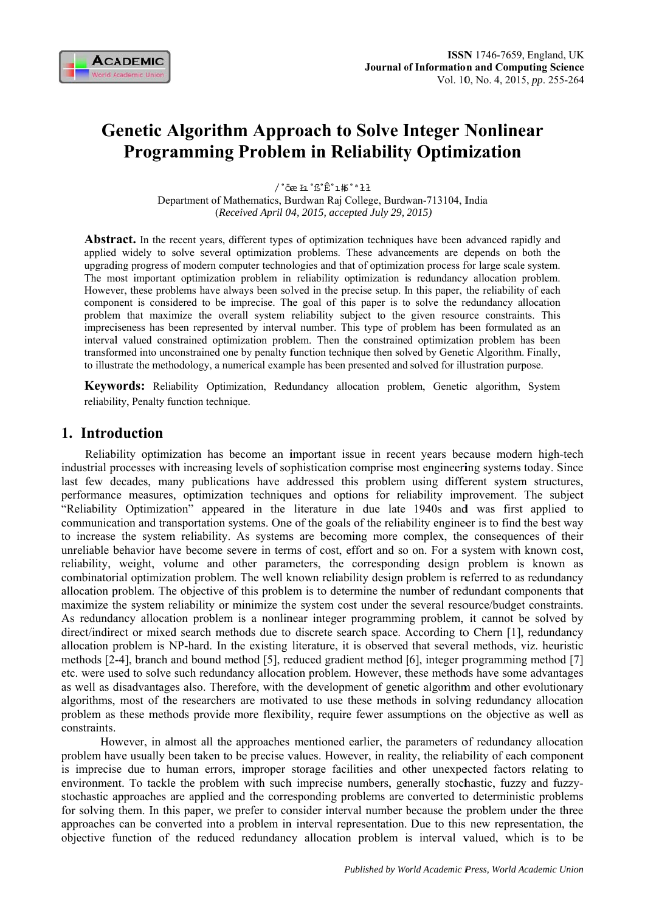# Genetic Algorithm Approach to Solve Integer Nonlinear Programming Problem in Reliability Optimization

/˚ö æ Ł1 ˚ß˚Ê˚ı#ß ˚ª ŁŁ

Department of Mathematics, Burdwan Raj College, Burdwan-713104, India

(*Received April 04, 2015, accepted July 29, 2015)*

**Abstract.** In the recent years, different types of optimization techniques have been advanced rapidly and applied widely to solve several optimization problems. These advancements are depends on both the upgrading progress of modern computer technologies and that of optimization process for large scale system. The most important optimization problem in reliability optimization is redundancy allocation problem. However, these problems have always been solved in the precise setup. In this paper, the reliability of each component is considered to be imprecise. The goal of this paper is to solve the redundancy allocation problem that maximize the overall system reliability subject to the given resource constraints. This impreciseness has been represented by interval number. This type of problem has been formulated as an interval valued constrained optimization problem. Then the constrained optimization problem has been transformed into unconstrained one by penalty function technique then solved by Genetic Algorithm. Finally, to illustrate the methodology, a numerical example has been presented and solved for illustration purpose.

**Keywords:** Reliability Optimization, Redundancy allocation problem, Genetic algorithm, System reliability, Penalty function technique.

## 1. Introduction

Reliability optimization has become an important issue in recent years because modern high-tech industrial processes with increasing levels of sophistication comprise most engineering systems today. Since last few decades, many publications have addressed this problem using different system structures, performance measures, optimization techniques and options for reliability improvement. The subject "Reliability Optimization" appeared in the literature in due late 1940s and was first applied to communication and transportation systems. One of the goals of the reliability engineer is to find the best way to increase the system reliability. As systems are becoming more complex, the consequences of their unreliable behavior have become severe in terms of cost, effort and so on. For a system with known cost, reliability, weight, volume and other parameters, the corresponding design problem is known as combinatorial optimization problem. The well known reliability design problem is referred to as redundancy allocation problem. The objective of this problem is to determine the number of redundant components that maximize the system reliability or minimize the system cost under the several resource/budget constraints. As redundancy allocation problem is a nonlinear integer programming problem, it cannot be solved by direct/indirect or mixed search methods due to discrete search space. According to Chern [1], redundancy allocation problem is NP-hard. In the existing literature, it is observed that several methods, viz. heuristic methods [2-4], branch and bound method [5], reduced gradient method [6], integer programming method [7] etc. were used to solve such redundancy allocation problem. However, these methods have some advantages as well as disadvantages also. Therefore, with the development of genetic algorithm and other evolutionary algorithms, most of the researchers are motivated to use these methods in solving redundancy allocation problem as these methods provide more flexibility, require fewer assumptions on the objective as well as constraints.

However, in almost all the approaches mentioned earlier, the parameters of redundancy allocation problem have usually been taken to be precise values. However, in reality, the reliability of each component is imprecise due to human errors, improper storage facilities and other unexpected factors relating to environment. To tackle the problem with such imprecise numbers, generally stochastic, fuzzy and fuzzy-stochastic approaches are applied and the corresponding problems are converted to deterministic problems for solving them. In this paper, we prefer to consider interval number because the problem under the three approaches can be converted into a problem in interval representation. Due to this new representation, the objective function of the reduced redundancy allocation problem is interval valued, which is to be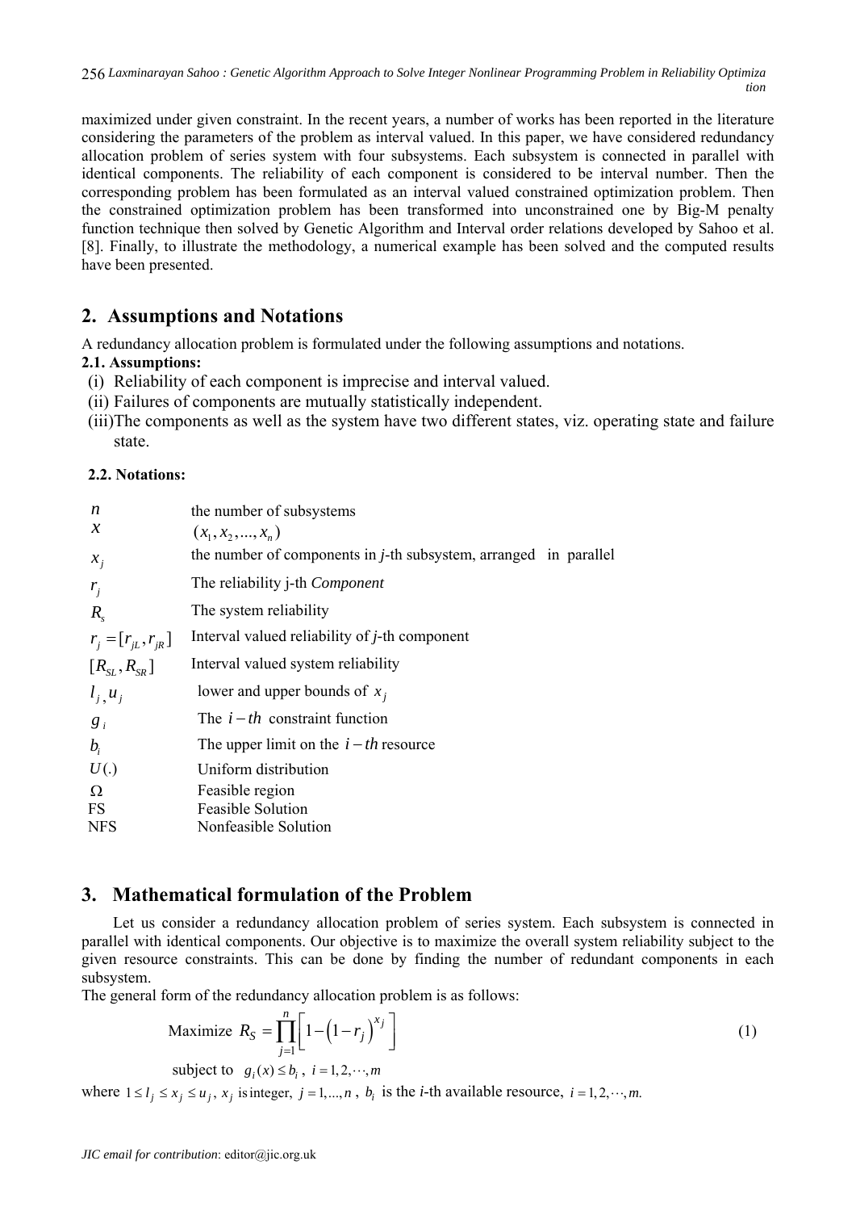maximized under given constraint. In the recent years, a number of works has been reported in the literature considering the parameters of the problem as interval valued. In this paper, we have considered redundancy allocation problem of series system with four subsystems. Each subsystem is connected in parallel with identical components. The reliability of each component is considered to be interval number. Then the corresponding problem has been formulated as an interval valued constrained optimization problem. Then the constrained optimization problem has been transformed into unconstrained one by Big-M penalty function technique then solved by Genetic Algorithm and Interval order relations developed by Sahoo et al. [8]. Finally, to illustrate the methodology, a numerical example has been solved and the computed results have been presented.

## 2. Assumptions and Notations

A redundancy allocation problem is formulated under the following assumptions and notations.

### 2.1. Assumptions:

(i) Reliability of each component is imprecise and interval valued.

(ii) Failures of components are mutually statistically independent.

(iii) The components as well as the system have two different states, viz. operating state and failure state.

### 2.2. Notations:

| | |
|---|---|
| $n$ | the number of subsystems |
| $x$ | $(x_1, x_2, ..., x_n)$ |
| $x_j$ | the number of components in *j*-th subsystem, arranged in parallel |
| $r_j$ | The reliability j-th *Component* |
| $R_s$ | The system reliability |
| $r_j = [r_{jL}, r_{jR}]$ | Interval valued reliability of *j*-th component |
| $[R_{SL}, R_{SR}]$ | Interval valued system reliability |
| $l_j, u_j$ | lower and upper bounds of $x_j$ |
| $g_i$ | The $i-th$ constraint function |
| $b_i$ | The upper limit on the $i-th$ resource |
| $U(.)$ | Uniform distribution |
| $\Omega$ | Feasible region |
| FS | Feasible Solution |
| NFS | Nonfeasible Solution |

## 3. Mathematical formulation of the Problem

Let us consider a redundancy allocation problem of series system. Each subsystem is connected in parallel with identical components. Our objective is to maximize the overall system reliability subject to the given resource constraints. This can be done by finding the number of redundant components in each subsystem.

The general form of the redundancy allocation problem is as follows:

$$\text{Maximize } R_S = \prod_{j=1}^{n}\left[1-\left(1-r_j\right)^{x_j}\right] \tag{1}$$

$$\text{subject to } \quad g_i(x) \le b_i\,,\ i = 1, 2, \cdots, m$$

where $1 \le l_j \le x_j \le u_j$, $x_j$ is integer, $j = 1, ..., n$, $b_i$ is the *i*-th available resource, $i = 1, 2, \cdots, m.$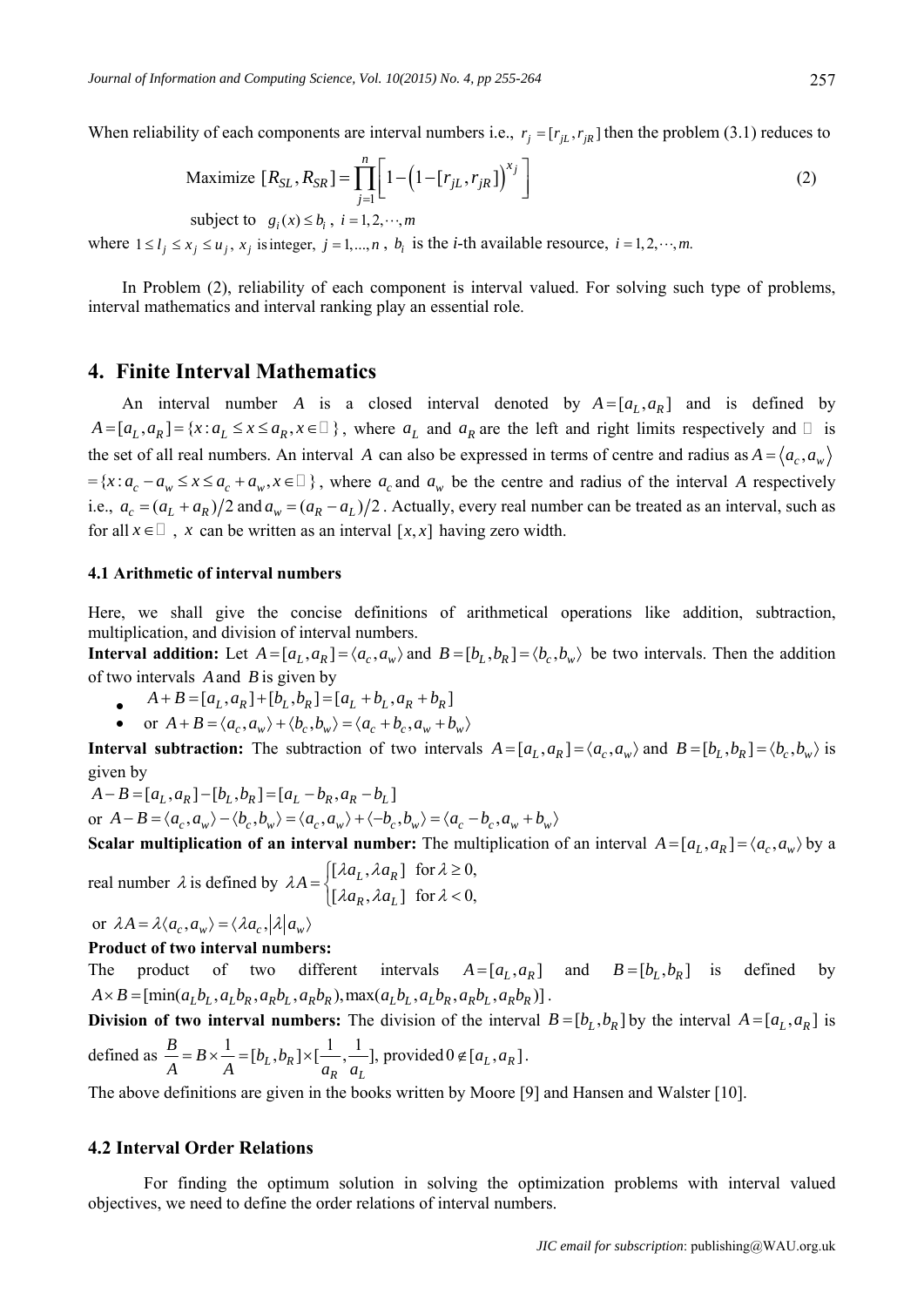When reliability of each components are interval numbers i.e., $r_j = [r_{jL}, r_{jR}]$ then the problem (3.1) reduces to

$$\text{Maximize } [R_{SL}, R_{SR}] = \prod_{j=1}^{n} \left[ 1 - \left(1 - [r_{jL}, r_{jR}]\right)^{x_j} \right] \tag{2}$$

$$\text{subject to } \; g_i(x) \le b_i \,, \; i = 1, 2, \cdots, m$$

where $1 \le l_j \le x_j \le u_j$, $x_j$ is integer, $j = 1, ..., n$, $b_i$ is the *i*-th available resource, $i = 1, 2, \cdots, m.$

In Problem (2), reliability of each component is interval valued. For solving such type of problems, interval mathematics and interval ranking play an essential role.

## 4. Finite Interval Mathematics

An interval number $A$ is a closed interval denoted by $A = [a_L, a_R]$ and is defined by $A = [a_L, a_R] = \{x : a_L \le x \le a_R, x \in \mathbb{R}\}$, where $a_L$ and $a_R$ are the left and right limits respectively and $\mathbb{R}$ is the set of all real numbers. An interval $A$ can also be expressed in terms of centre and radius as $A = \langle a_c, a_w \rangle$ $= \{x : a_c - a_w \le x \le a_c + a_w, x \in \mathbb{R}\}$, where $a_c$ and $a_w$ be the centre and radius of the interval $A$ respectively i.e., $a_c = (a_L + a_R)/2$ and $a_w = (a_R - a_L)/2$. Actually, every real number can be treated as an interval, such as for all $x \in \mathbb{R}$, $x$ can be written as an interval $[x, x]$ having zero width.

### 4.1 Arithmetic of interval numbers

Here, we shall give the concise definitions of arithmetical operations like addition, subtraction, multiplication, and division of interval numbers.

**Interval addition:** Let $A = [a_L, a_R] = \langle a_c, a_w \rangle$ and $B = [b_L, b_R] = \langle b_c, b_w \rangle$ be two intervals. Then the addition of two intervals $A$ and $B$ is given by

- $A + B = [a_L, a_R] + [b_L, b_R] = [a_L + b_L, a_R + b_R]$
- or $A + B = \langle a_c, a_w \rangle + \langle b_c, b_w \rangle = \langle a_c + b_c, a_w + b_w \rangle$

**Interval subtraction:** The subtraction of two intervals $A = [a_L, a_R] = \langle a_c, a_w \rangle$ and $B = [b_L, b_R] = \langle b_c, b_w \rangle$ is given by

$A - B = [a_L, a_R] - [b_L, b_R] = [a_L - b_R, a_R - b_L]$

or $A - B = \langle a_c, a_w \rangle - \langle b_c, b_w \rangle = \langle a_c, a_w \rangle + \langle -b_c, b_w \rangle = \langle a_c - b_c, a_w + b_w \rangle$

**Scalar multiplication of an interval number:** The multiplication of an interval $A = [a_L, a_R] = \langle a_c, a_w \rangle$ by a real number $\lambda$ is defined by $\lambda A = \begin{cases} [\lambda a_L, \lambda a_R] & \text{for } \lambda \ge 0, \\ [\lambda a_R, \lambda a_L] & \text{for } \lambda < 0, \end{cases}$

or $\lambda A = \lambda \langle a_c, a_w \rangle = \langle \lambda a_c, |\lambda| a_w \rangle$

**Product of two interval numbers:**

The product of two different intervals $A = [a_L, a_R]$ and $B = [b_L, b_R]$ is defined by $A \times B = [\min(a_L b_L, a_L b_R, a_R b_L, a_R b_R), \max(a_L b_L, a_L b_R, a_R b_L, a_R b_R)]$.

**Division of two interval numbers:** The division of the interval $B = [b_L, b_R]$ by the interval $A = [a_L, a_R]$ is defined as $\dfrac{B}{A} = B \times \dfrac{1}{A} = [b_L, b_R] \times [\dfrac{1}{a_R}, \dfrac{1}{a_L}]$, provided $0 \notin [a_L, a_R]$.

The above definitions are given in the books written by Moore [9] and Hansen and Walster [10].

### 4.2 Interval Order Relations

For finding the optimum solution in solving the optimization problems with interval valued objectives, we need to define the order relations of interval numbers.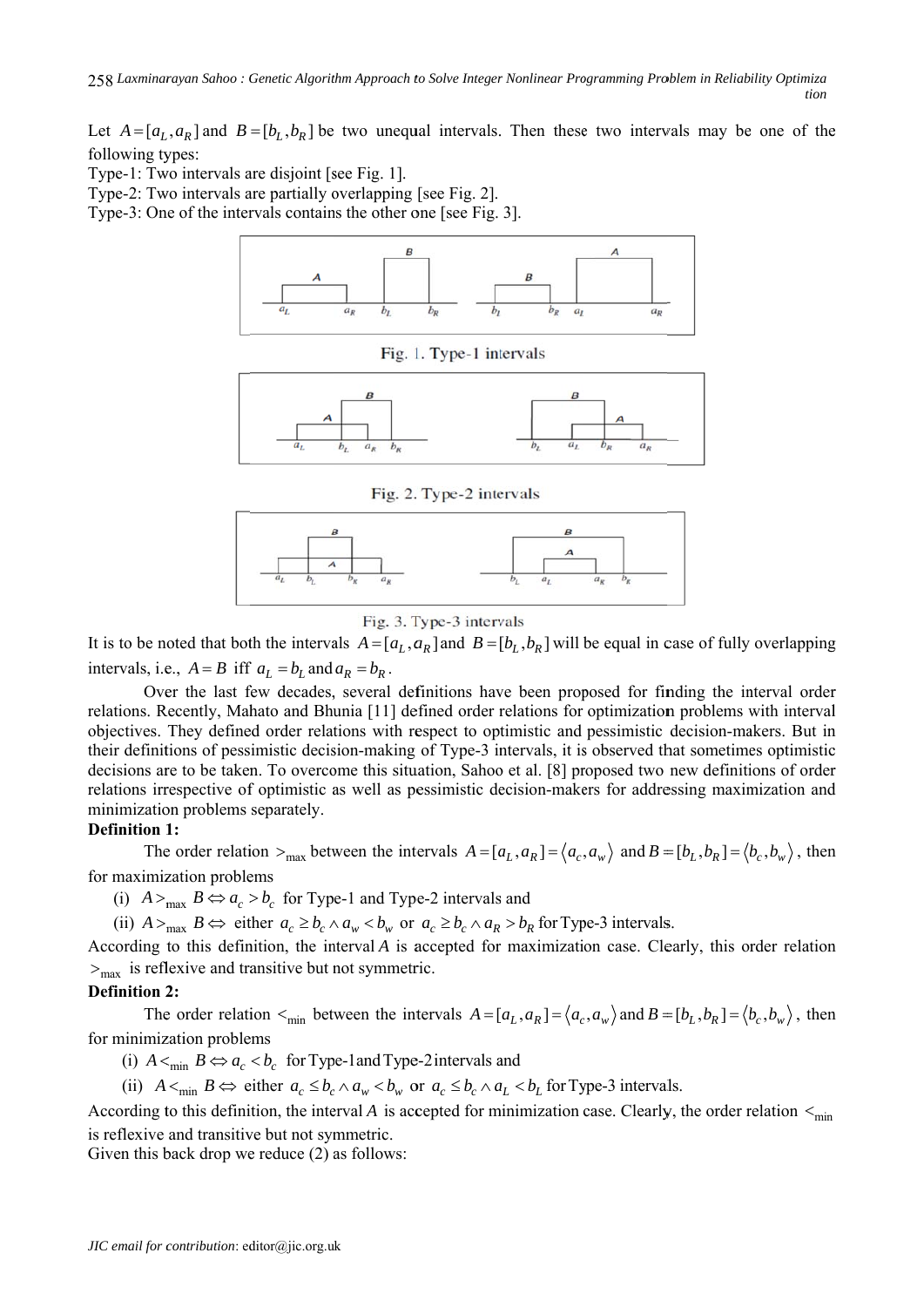Let $A=[a_L,a_R]$ and $B=[b_L,b_R]$ be two unequal intervals. Then these two intervals may be one of the following types:

Type-1: Two intervals are disjoint [see Fig. 1].

Type-2: Two intervals are partially overlapping [see Fig. 2].

Type-3: One of the intervals contains the other one [see Fig. 3].

Fig. 1. Type-1 intervals

Fig. 2. Type-2 intervals

Fig. 3. Type-3 intervals

It is to be noted that both the intervals $A=[a_L,a_R]$ and $B=[b_L,b_R]$ will be equal in case of fully overlapping intervals, i.e., $A=B$ iff $a_L=b_L$ and $a_R=b_R$.

Over the last few decades, several definitions have been proposed for finding the interval order relations. Recently, Mahato and Bhunia [11] defined order relations for optimization problems with interval objectives. They defined order relations with respect to optimistic and pessimistic decision-makers. But in their definitions of pessimistic decision-making of Type-3 intervals, it is observed that sometimes optimistic decisions are to be taken. To overcome this situation, Sahoo et al. [8] proposed two new definitions of order relations irrespective of optimistic as well as pessimistic decision-makers for addressing maximization and minimization problems separately.

**Definition 1:**

The order relation $>_{\max}$ between the intervals $A=[a_L,a_R]=\langle a_c,a_w\rangle$ and $B=[b_L,b_R]=\langle b_c,b_w\rangle$, then for maximization problems

(i) $A>_{\max} B \Leftrightarrow a_c>b_c$ for Type-1 and Type-2 intervals and

(ii) $A>_{\max} B \Leftrightarrow$ either $a_c \ge b_c \wedge a_w < b_w$ or $a_c \ge b_c \wedge a_R > b_R$ for Type-3 intervals.

According to this definition, the interval $A$ is accepted for maximization case. Clearly, this order relation $>_{\max}$ is reflexive and transitive but not symmetric.

**Definition 2:**

The order relation $<_{\min}$ between the intervals $A=[a_L,a_R]=\langle a_c,a_w\rangle$ and $B=[b_L,b_R]=\langle b_c,b_w\rangle$, then for minimization problems

(i) $A<_{\min} B \Leftrightarrow a_c<b_c$ for Type-1 and Type-2 intervals and

(ii) $A<_{\min} B \Leftrightarrow$ either $a_c \le b_c \wedge a_w < b_w$ or $a_c \le b_c \wedge a_L < b_L$ for Type-3 intervals.

According to this definition, the interval $A$ is accepted for minimization case. Clearly, the order relation $<_{\min}$ is reflexive and transitive but not symmetric.

Given this back drop we reduce (2) as follows: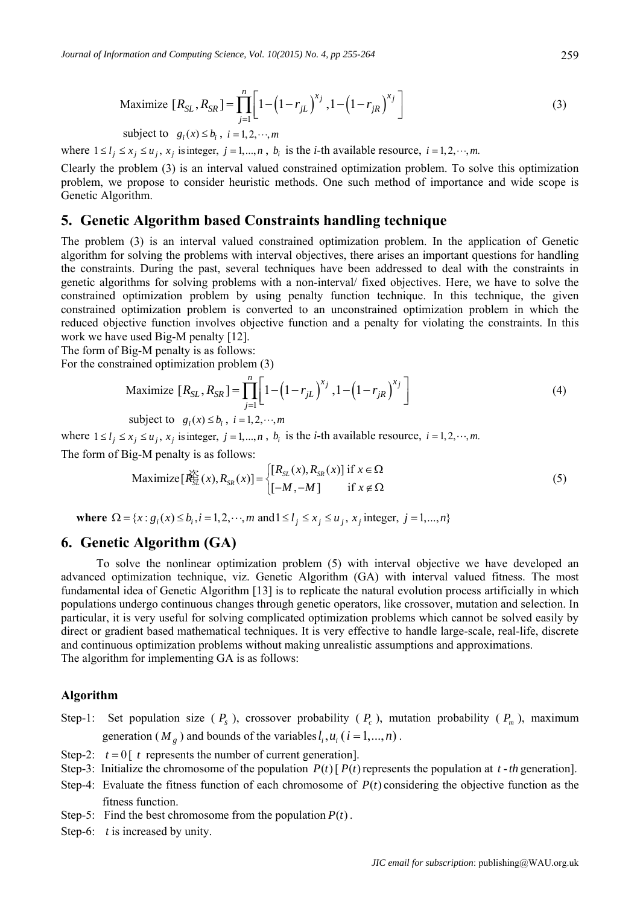$$\text{Maximize } [R_{SL}, R_{SR}] = \prod_{j=1}^{n} \left[ 1-\left(1-r_{jL}\right)^{x_j}, 1-\left(1-r_{jR}\right)^{x_j} \right] \tag{3}$$

subject to $g_i(x) \le b_i$, $i = 1, 2, \cdots, m$

where $1 \le l_j \le x_j \le u_j$, $x_j$ is integer, $j = 1, ..., n$, $b_i$ is the *i*-th available resource, $i = 1, 2, \cdots, m$.

Clearly the problem (3) is an interval valued constrained optimization problem. To solve this optimization problem, we propose to consider heuristic methods. One such method of importance and wide scope is Genetic Algorithm.

## 5. Genetic Algorithm based Constraints handling technique

The problem (3) is an interval valued constrained optimization problem. In the application of Genetic algorithm for solving the problems with interval objectives, there arises an important questions for handling the constraints. During the past, several techniques have been addressed to deal with the constraints in genetic algorithms for solving problems with a non-interval/ fixed objectives. Here, we have to solve the constrained optimization problem by using penalty function technique. In this technique, the given constrained optimization problem is converted to an unconstrained optimization problem in which the reduced objective function involves objective function and a penalty for violating the constraints. In this work we have used Big-M penalty [12].

The form of Big-M penalty is as follows:

For the constrained optimization problem (3)

$$\text{Maximize } [R_{SL}, R_{SR}] = \prod_{j=1}^{n} \left[ 1-\left(1-r_{jL}\right)^{x_j}, 1-\left(1-r_{jR}\right)^{x_j} \right] \tag{4}$$

subject to $g_i(x) \le b_i$, $i = 1, 2, \cdots, m$

where $1 \le l_j \le x_j \le u_j$, $x_j$ is integer, $j = 1, ..., n$, $b_i$ is the *i*-th available resource, $i = 1, 2, \cdots, m$.

The form of Big-M penalty is as follows:

$$\text{Maximize} [\hat{R}_{SL}(x), R_{SR}(x)] = \begin{cases} [R_{SL}(x), R_{SR}(x)] & \text{if } x \in \Omega \\ [-M, -M] & \text{if } x \notin \Omega \end{cases} \tag{5}$$

**where** $\Omega = \{x : g_i(x) \le b_i, i = 1, 2, \cdots, m \text{ and } 1 \le l_j \le x_j \le u_j, \ x_j \text{ integer}, \ j = 1, ..., n\}$

## 6. Genetic Algorithm (GA)

To solve the nonlinear optimization problem (5) with interval objective we have developed an advanced optimization technique, viz. Genetic Algorithm (GA) with interval valued fitness. The most fundamental idea of Genetic Algorithm [13] is to replicate the natural evolution process artificially in which populations undergo continuous changes through genetic operators, like crossover, mutation and selection. In particular, it is very useful for solving complicated optimization problems which cannot be solved easily by direct or gradient based mathematical techniques. It is very effective to handle large-scale, real-life, discrete and continuous optimization problems without making unrealistic assumptions and approximations.

The algorithm for implementing GA is as follows:

### Algorithm

Step-1: Set population size ($P_s$), crossover probability ($P_c$), mutation probability ($P_m$), maximum generation ($M_g$) and bounds of the variables $l_i, u_i$ ($i = 1, ..., n$).

Step-2: $t = 0$ [ $t$ represents the number of current generation].

Step-3: Initialize the chromosome of the population $P(t)$ [ $P(t)$ represents the population at $t$-$th$ generation].

Step-4: Evaluate the fitness function of each chromosome of $P(t)$ considering the objective function as the fitness function.

Step-5: Find the best chromosome from the population $P(t)$.

Step-6: $t$ is increased by unity.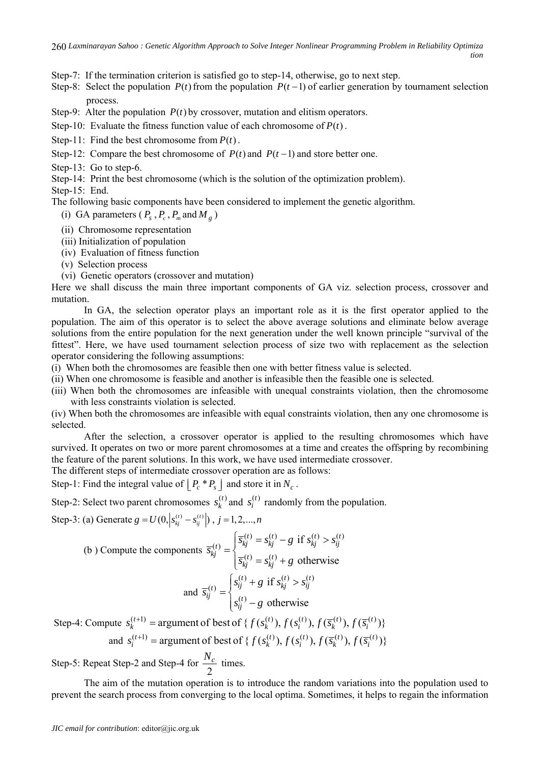Step-7: If the termination criterion is satisfied go to step-14, otherwise, go to next step.

Step-8: Select the population $P(t)$ from the population $P(t-1)$ of earlier generation by tournament selection process.

Step-9: Alter the population $P(t)$ by crossover, mutation and elitism operators.

Step-10: Evaluate the fitness function value of each chromosome of $P(t)$.

Step-11: Find the best chromosome from $P(t)$.

Step-12: Compare the best chromosome of $P(t)$ and $P(t-1)$ and store better one.

Step-13: Go to step-6.

Step-14: Print the best chromosome (which is the solution of the optimization problem).

Step-15: End.

The following basic components have been considered to implement the genetic algorithm.

(i) GA parameters ($P_s$, $P_c$, $P_m$ and $M_g$)

(ii) Chromosome representation

(iii) Initialization of population

(iv) Evaluation of fitness function

(v) Selection process

(vi) Genetic operators (crossover and mutation)

Here we shall discuss the main three important components of GA viz. selection process, crossover and mutation.

In GA, the selection operator plays an important role as it is the first operator applied to the population. The aim of this operator is to select the above average solutions and eliminate below average solutions from the entire population for the next generation under the well known principle "survival of the fittest". Here, we have used tournament selection process of size two with replacement as the selection operator considering the following assumptions:

(i) When both the chromosomes are feasible then one with better fitness value is selected.

(ii) When one chromosome is feasible and another is infeasible then the feasible one is selected.

(iii) When both the chromosomes are infeasible with unequal constraints violation, then the chromosome with less constraints violation is selected.

(iv) When both the chromosomes are infeasible with equal constraints violation, then any one chromosome is selected.

After the selection, a crossover operator is applied to the resulting chromosomes which have survived. It operates on two or more parent chromosomes at a time and creates the offspring by recombining the feature of the parent solutions. In this work, we have used intermediate crossover.

The different steps of intermediate crossover operation are as follows:

Step-1: Find the integral value of $\lfloor P_c * P_s \rfloor$ and store it in $N_c$.

Step-2: Select two parent chromosomes $s_k^{(t)}$ and $s_i^{(t)}$ randomly from the population.

Step-3: (a) Generate $g = U(0, |s_{kj}^{(t)} - s_{ij}^{(t)}|)$, $j = 1, 2, ..., n$

(b ) Compute the components $\overline{s}_{kj}^{(t)} = \begin{cases} \overline{s}_{kj}^{(t)} = s_{kj}^{(t)} - g \text{ if } s_{kj}^{(t)} > s_{ij}^{(t)} \\ \overline{s}_{kj}^{(t)} = s_{kj}^{(t)} + g \text{ otherwise} \end{cases}$

and $\overline{s}_{ij}^{(t)} = \begin{cases} s_{ij}^{(t)} + g \text{ if } s_{kj}^{(t)} > s_{ij}^{(t)} \\ s_{ij}^{(t)} - g \text{ otherwise} \end{cases}$

Step-4: Compute $s_k^{(t+1)} = \text{argument of best of } \{ f(s_k^{(t)}), f(s_i^{(t)}), f(\overline{s}_k^{(t)}), f(\overline{s}_i^{(t)}) \}$

and $s_i^{(t+1)} = \text{argument of best of } \{ f(s_k^{(t)}), f(s_i^{(t)}), f(\overline{s}_k^{(t)}), f(\overline{s}_i^{(t)}) \}$

Step-5: Repeat Step-2 and Step-4 for $\dfrac{N_c}{2}$ times.

The aim of the mutation operation is to introduce the random variations into the population used to prevent the search process from converging to the local optima. Sometimes, it helps to regain the information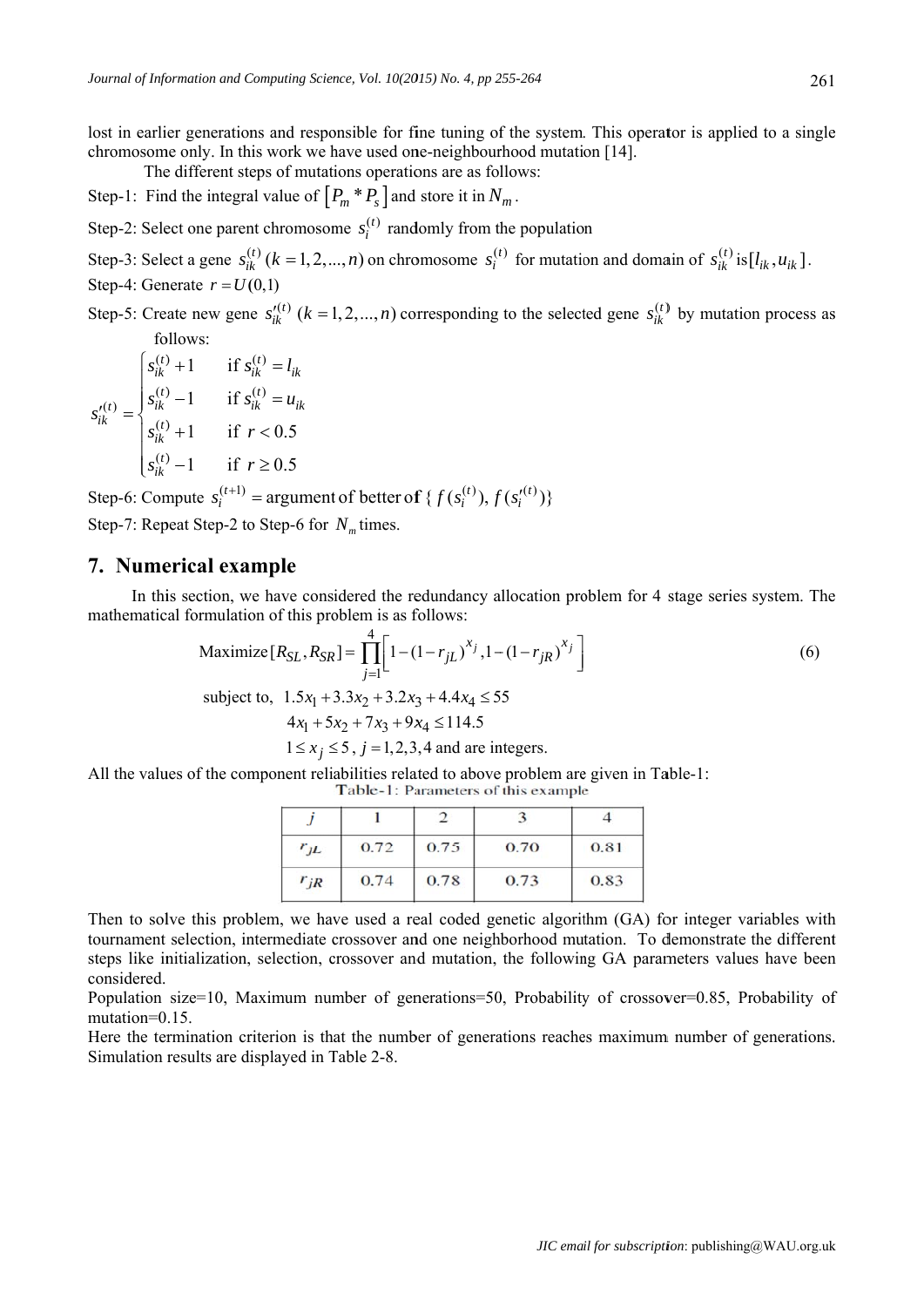lost in earlier generations and responsible for fine tuning of the system. This operator is applied to a single chromosome only. In this work we have used one-neighbourhood mutation [14].

The different steps of mutations operations are as follows:

Step-1: Find the integral value of $[P_m * P_s]$ and store it in $N_m$.

Step-2: Select one parent chromosome $s_i^{(t)}$ randomly from the population

Step-3: Select a gene $s_{ik}^{(t)}\ (k = 1, 2, ..., n)$ on chromosome $s_i^{(t)}$ for mutation and domain of $s_{ik}^{(t)}$ is $[l_{ik}, u_{ik}]$.

Step-4: Generate $r = U(0,1)$

Step-5: Create new gene $s_{ik}'^{(t)}\ (k = 1, 2, ..., n)$ corresponding to the selected gene $s_{ik}^{(t)}$ by mutation process as follows:

$$s_{ik}'^{(t)} = \begin{cases} s_{ik}^{(t)} + 1 & \text{if } s_{ik}^{(t)} = l_{ik} \\ s_{ik}^{(t)} - 1 & \text{if } s_{ik}^{(t)} = u_{ik} \\ s_{ik}^{(t)} + 1 & \text{if } r < 0.5 \\ s_{ik}^{(t)} - 1 & \text{if } r \geq 0.5 \end{cases}$$

Step-6: Compute $s_i^{(t+1)} = \text{argument of better of } \{ f(s_i^{(t)}), f(s_i'^{(t)}) \}$

Step-7: Repeat Step-2 to Step-6 for $N_m$ times.

## 7. Numerical example

In this section, we have considered the redundancy allocation problem for 4 stage series system. The mathematical formulation of this problem is as follows:

$$\text{Maximize}[R_{SL}, R_{SR}] = \prod_{j=1}^{4} \left[ 1 - (1 - r_{jL})^{x_j}, 1 - (1 - r_{jR})^{x_j} \right] \tag{6}$$

$$\text{subject to, } 1.5x_1 + 3.3x_2 + 3.2x_3 + 4.4x_4 \leq 55$$

$$4x_1 + 5x_2 + 7x_3 + 9x_4 \leq 114.5$$

$$1 \leq x_j \leq 5,\ j = 1,2,3,4 \text{ and are integers.}$$

All the values of the component reliabilities related to above problem are given in Table-1:

Table-1: Parameters of this example

| $j$ | 1 | 2 | 3 | 4 |
|---|---|---|---|---|
| $r_{jL}$ | 0.72 | 0.75 | 0.70 | 0.81 |
| $r_{jR}$ | 0.74 | 0.78 | 0.73 | 0.83 |

Then to solve this problem, we have used a real coded genetic algorithm (GA) for integer variables with tournament selection, intermediate crossover and one neighborhood mutation. To demonstrate the different steps like initialization, selection, crossover and mutation, the following GA parameters values have been considered.

Population size=10, Maximum number of generations=50, Probability of crossover=0.85, Probability of mutation=0.15.

Here the termination criterion is that the number of generations reaches maximum number of generations. Simulation results are displayed in Table 2-8.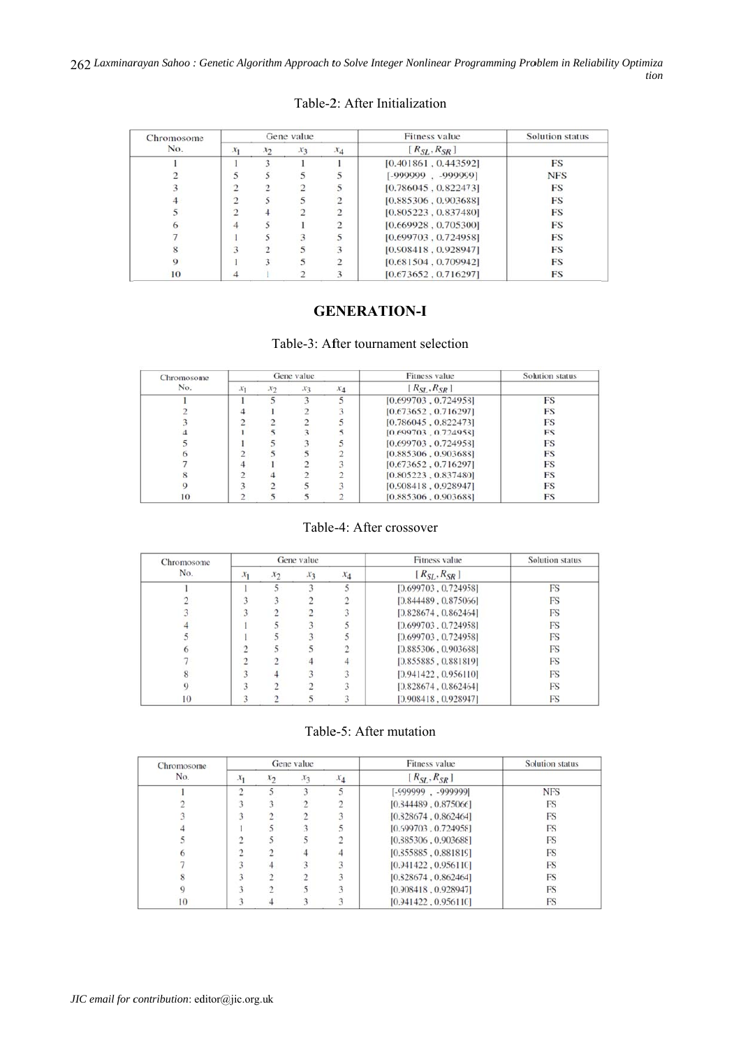Table-2: After Initialization

| Chromosome No. | Gene value | | | | Fitness value | Solution status |
|---|---|---|---|---|---|---|
| | $x_1$ | $x_2$ | $x_3$ | $x_4$ | $[R_{SL}, R_{SR}]$ | |
| 1 | 1 | 3 | 1 | 1 | [0.401861 , 0.443592] | FS |
| 2 | 5 | 5 | 5 | 5 | [-999999 , -999999] | NFS |
| 3 | 2 | 2 | 2 | 5 | [0.786045 , 0.822473] | FS |
| 4 | 2 | 5 | 5 | 2 | [0.885306 , 0.903688] | FS |
| 5 | 2 | 4 | 2 | 2 | [0.805223 , 0.837480] | FS |
| 6 | 4 | 5 | 1 | 2 | [0.669928 , 0.705300] | FS |
| 7 | 1 | 5 | 3 | 5 | [0.699703 , 0.724958] | FS |
| 8 | 3 | 2 | 5 | 3 | [0.908418 , 0.928947] | FS |
| 9 | 1 | 3 | 5 | 2 | [0.681504 , 0.709942] | FS |
| 10 | 4 | 1 | 2 | 3 | [0.673652 , 0.716297] | FS |

## GENERATION-I

Table-3: After tournament selection

| Chromosome No. | Gene value | | | | Fitness value | Solution status |
|---|---|---|---|---|---|---|
| | $x_1$ | $x_2$ | $x_3$ | $x_4$ | $[R_{SL}, R_{SR}]$ | |
| 1 | 1 | 5 | 3 | 5 | [0.699703 , 0.724958] | FS |
| 2 | 4 | 1 | 2 | 3 | [0.673652 , 0.716297] | FS |
| 3 | 2 | 2 | 2 | 5 | [0.786045 , 0.822473] | FS |
| 4 | 1 | 5 | 3 | 5 | [0.699703 , 0.724958] | FS |
| 5 | 1 | 5 | 3 | 5 | [0.699703 , 0.724958] | FS |
| 6 | 2 | 5 | 5 | 2 | [0.885306 , 0.903688] | FS |
| 7 | 4 | 1 | 2 | 3 | [0.673652 , 0.716297] | FS |
| 8 | 2 | 4 | 2 | 2 | [0.805223 , 0.837480] | FS |
| 9 | 3 | 2 | 5 | 3 | [0.908418 , 0.928947] | FS |
| 10 | 2 | 5 | 5 | 2 | [0.885306 , 0.903688] | FS |

Table-4: After crossover

| Chromosome No. | Gene value | | | | Fitness value | Solution status |
|---|---|---|---|---|---|---|
| | $x_1$ | $x_2$ | $x_3$ | $x_4$ | $[R_{SL}, R_{SR}]$ | |
| 1 | 1 | 5 | 3 | 5 | [0.699703 , 0.724958] | FS |
| 2 | 3 | 3 | 2 | 2 | [0.844489 , 0.875066] | FS |
| 3 | 3 | 2 | 2 | 3 | [0.828674 , 0.862464] | FS |
| 4 | 1 | 5 | 3 | 5 | [0.699703 , 0.724958] | FS |
| 5 | 1 | 5 | 3 | 5 | [0.699703 , 0.724958] | FS |
| 6 | 2 | 5 | 5 | 2 | [0.885306 , 0.903688] | FS |
| 7 | 2 | 2 | 4 | 4 | [0.855885 , 0.881819] | FS |
| 8 | 3 | 4 | 3 | 3 | [0.941422 , 0.956110] | FS |
| 9 | 3 | 2 | 2 | 3 | [0.828674 , 0.862464] | FS |
| 10 | 3 | 2 | 5 | 3 | [0.908418 , 0.928947] | FS |

Table-5: After mutation

| Chromosome No. | Gene value | | | | Fitness value | Solution status |
|---|---|---|---|---|---|---|
| | $x_1$ | $x_2$ | $x_3$ | $x_4$ | $[R_{SL}, R_{SR}]$ | |
| 1 | 2 | 5 | 3 | 5 | [-999999 , -999999] | NFS |
| 2 | 3 | 3 | 2 | 2 | [0.844489 , 0.875066] | FS |
| 3 | 3 | 2 | 2 | 3 | [0.828674 , 0.862464] | FS |
| 4 | 1 | 5 | 3 | 5 | [0.699703 , 0.724958] | FS |
| 5 | 2 | 5 | 5 | 2 | [0.885306 , 0.903688] | FS |
| 6 | 2 | 2 | 4 | 4 | [0.855885 , 0.881819] | FS |
| 7 | 3 | 4 | 3 | 3 | [0.941422 , 0.956110] | FS |
| 8 | 3 | 2 | 2 | 3 | [0.828674 , 0.862464] | FS |
| 9 | 3 | 2 | 5 | 3 | [0.908418 , 0.928947] | FS |
| 10 | 3 | 4 | 3 | 3 | [0.941422 , 0.956110] | FS |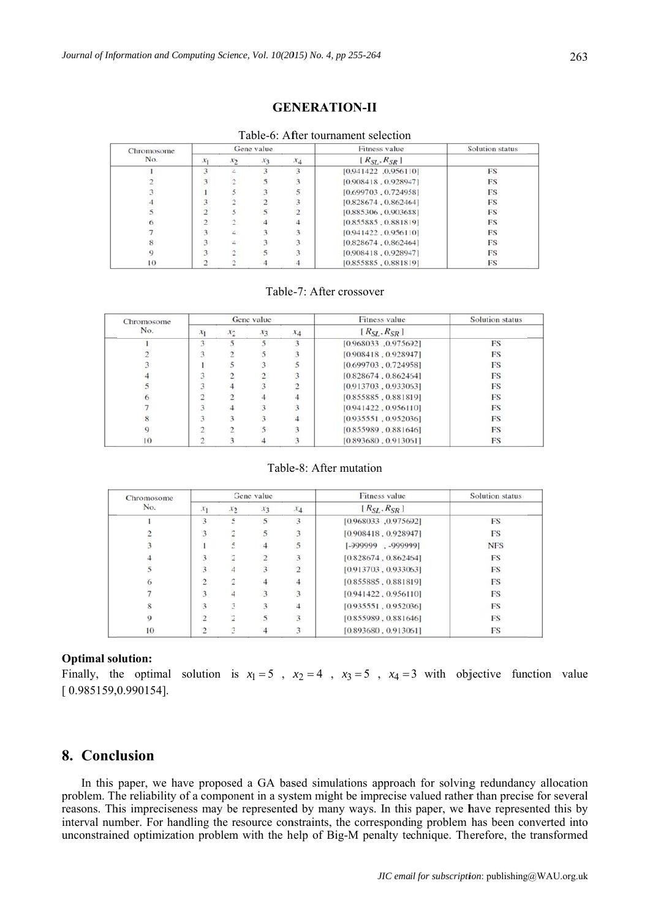**GENERATION-II**

Table-6: After tournament selection

| Chromosome No. | Gene value | | | | Fitness value | Solution status |
|---|---|---|---|---|---|---|
| | $x_1$ | $x_2$ | $x_3$ | $x_4$ | $[R_{SL}, R_{SR}]$ | |
| 1 | 3 | 4 | 3 | 3 | [0.941422 ,0.956110] | FS |
| 2 | 3 | 2 | 5 | 3 | [0.908418 , 0.928947] | FS |
| 3 | 1 | 5 | 3 | 5 | [0.699703 , 0.724958] | FS |
| 4 | 3 | 2 | 2 | 3 | [0.828674 , 0.862464] | FS |
| 5 | 2 | 5 | 5 | 2 | [0.885306 , 0.903688] | FS |
| 6 | 2 | 2 | 4 | 4 | [0.855885 , 0.881819] | FS |
| 7 | 3 | 4 | 3 | 3 | [0.941422 , 0.956110] | FS |
| 8 | 3 | 4 | 3 | 3 | [0.828674 , 0.862464] | FS |
| 9 | 3 | 2 | 5 | 3 | [0.908418 , 0.928947] | FS |
| 10 | 2 | 2 | 4 | 4 | [0.855885 , 0.881819] | FS |

Table-7: After crossover

| Chromosome No. | Gene value | | | | Fitness value | Solution status |
|---|---|---|---|---|---|---|
| | $x_1$ | $x_2$ | $x_3$ | $x_4$ | $[R_{SL}, R_{SR}]$ | |
| 1 | 3 | 5 | 5 | 3 | [0.968033 ,0.975692] | FS |
| 2 | 3 | 2 | 5 | 3 | [0.908418 , 0.928947] | FS |
| 3 | 1 | 5 | 3 | 5 | [0.699703 , 0.724958] | FS |
| 4 | 3 | 2 | 2 | 3 | [0.828674 , 0.862464] | FS |
| 5 | 3 | 4 | 3 | 2 | [0.913703 , 0.933063] | FS |
| 6 | 2 | 2 | 4 | 4 | [0.855885 , 0.881819] | FS |
| 7 | 3 | 4 | 3 | 3 | [0.941422 , 0.956110] | FS |
| 8 | 3 | 3 | 3 | 4 | [0.935551 , 0.952036] | FS |
| 9 | 2 | 2 | 5 | 3 | [0.855989 , 0.881646] | FS |
| 10 | 2 | 3 | 4 | 3 | [0.893680 , 0.913061] | FS |

Table-8: After mutation

| Chromosome No. | Gene value | | | | Fitness value | Solution status |
|---|---|---|---|---|---|---|
| | $x_1$ | $x_2$ | $x_3$ | $x_4$ | $[R_{SL}, R_{SR}]$ | |
| 1 | 3 | 5 | 5 | 3 | [0.968033 ,0.975692] | FS |
| 2 | 3 | 2 | 5 | 3 | [0.908418 , 0.928947] | FS |
| 3 | 1 | 5 | 4 | 5 | [-999999 , -999999] | NFS |
| 4 | 3 | 2 | 2 | 3 | [0.828674 , 0.862464] | FS |
| 5 | 3 | 4 | 3 | 2 | [0.913703 , 0.933063] | FS |
| 6 | 2 | 2 | 4 | 4 | [0.855885 , 0.881819] | FS |
| 7 | 3 | 4 | 3 | 3 | [0.941422 , 0.956110] | FS |
| 8 | 3 | 3 | 3 | 4 | [0.935551 , 0.952036] | FS |
| 9 | 2 | 2 | 5 | 3 | [0.855989 , 0.881646] | FS |
| 10 | 2 | 3 | 4 | 3 | [0.893680 , 0.913061] | FS |

**Optimal solution:**

Finally, the optimal solution is $x_1 = 5$ , $x_2 = 4$ , $x_3 = 5$ , $x_4 = 3$ with objective function value [ 0.985159,0.990154].

## 8. Conclusion

In this paper, we have proposed a GA based simulations approach for solving redundancy allocation problem. The reliability of a component in a system might be imprecise valued rather than precise for several reasons. This impreciseness may be represented by many ways. In this paper, we have represented this by interval number. For handling the resource constraints, the corresponding problem has been converted into unconstrained optimization problem with the help of Big-M penalty technique. Therefore, the transformed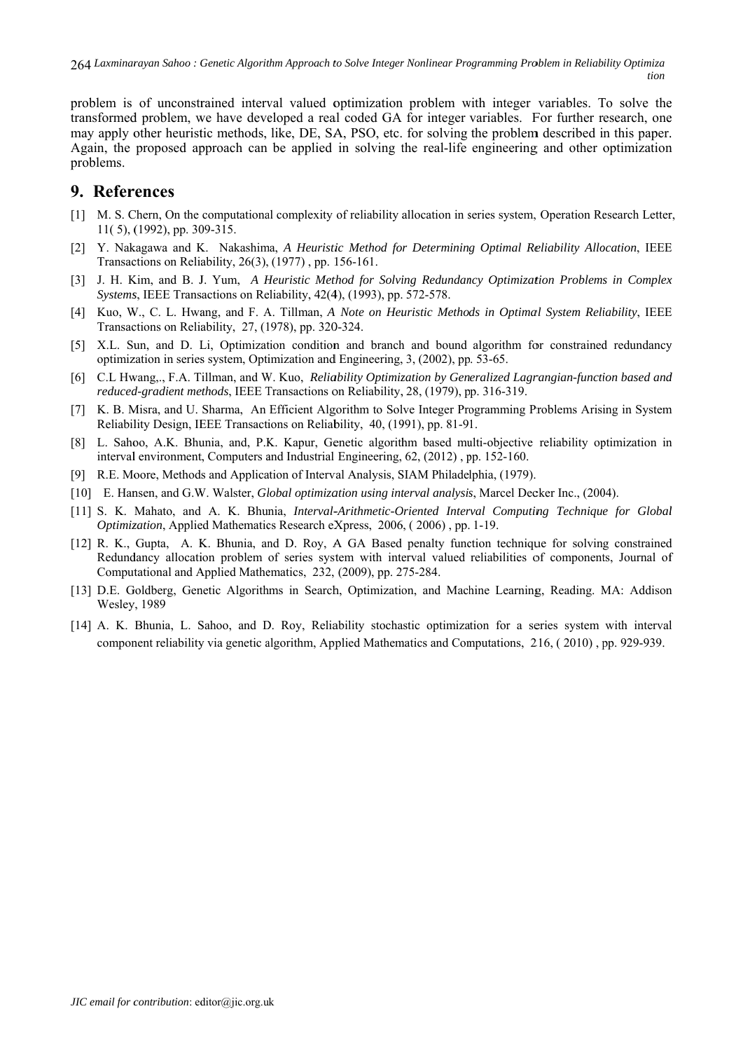problem is of unconstrained interval valued optimization problem with integer variables. To solve the transformed problem, we have developed a real coded GA for integer variables. For further research, one may apply other heuristic methods, like, DE, SA, PSO, etc. for solving the problem described in this paper. Again, the proposed approach can be applied in solving the real-life engineering and other optimization problems.

## 9. References

[1] M. S. Chern, On the computational complexity of reliability allocation in series system, Operation Research Letter, 11( 5), (1992), pp. 309-315.

[2] Y. Nakagawa and K. Nakashima, *A Heuristic Method for Determining Optimal Reliability Allocation*, IEEE Transactions on Reliability, 26(3), (1977) , pp. 156-161.

[3] J. H. Kim, and B. J. Yum, *A Heuristic Method for Solving Redundancy Optimization Problems in Complex Systems*, IEEE Transactions on Reliability, 42(4), (1993), pp. 572-578.

[4] Kuo, W., C. L. Hwang, and F. A. Tillman, *A Note on Heuristic Methods in Optimal System Reliability*, IEEE Transactions on Reliability, 27, (1978), pp. 320-324.

[5] X.L. Sun, and D. Li, Optimization condition and branch and bound algorithm for constrained redundancy optimization in series system, Optimization and Engineering, 3, (2002), pp. 53-65.

[6] C.L Hwang,., F.A. Tillman, and W. Kuo, *Reliability Optimization by Generalized Lagrangian-function based and reduced-gradient methods*, IEEE Transactions on Reliability, 28, (1979), pp. 316-319.

[7] K. B. Misra, and U. Sharma, An Efficient Algorithm to Solve Integer Programming Problems Arising in System Reliability Design, IEEE Transactions on Reliability, 40, (1991), pp. 81-91.

[8] L. Sahoo, A.K. Bhunia, and, P.K. Kapur, Genetic algorithm based multi-objective reliability optimization in interval environment, Computers and Industrial Engineering, 62, (2012) , pp. 152-160.

[9] R.E. Moore, Methods and Application of Interval Analysis, SIAM Philadelphia, (1979).

[10] E. Hansen, and G.W. Walster, *Global optimization using interval analysis*, Marcel Decker Inc., (2004).

[11] S. K. Mahato, and A. K. Bhunia, *Interval-Arithmetic-Oriented Interval Computing Technique for Global Optimization*, Applied Mathematics Research eXpress, 2006, ( 2006) , pp. 1-19.

[12] R. K., Gupta, A. K. Bhunia, and D. Roy, A GA Based penalty function technique for solving constrained Redundancy allocation problem of series system with interval valued reliabilities of components, Journal of Computational and Applied Mathematics, 232, (2009), pp. 275-284.

[13] D.E. Goldberg, Genetic Algorithms in Search, Optimization, and Machine Learning, Reading. MA: Addison Wesley, 1989

[14] A. K. Bhunia, L. Sahoo, and D. Roy, Reliability stochastic optimization for a series system with interval component reliability via genetic algorithm, Applied Mathematics and Computations, 216, ( 2010) , pp. 929-939.